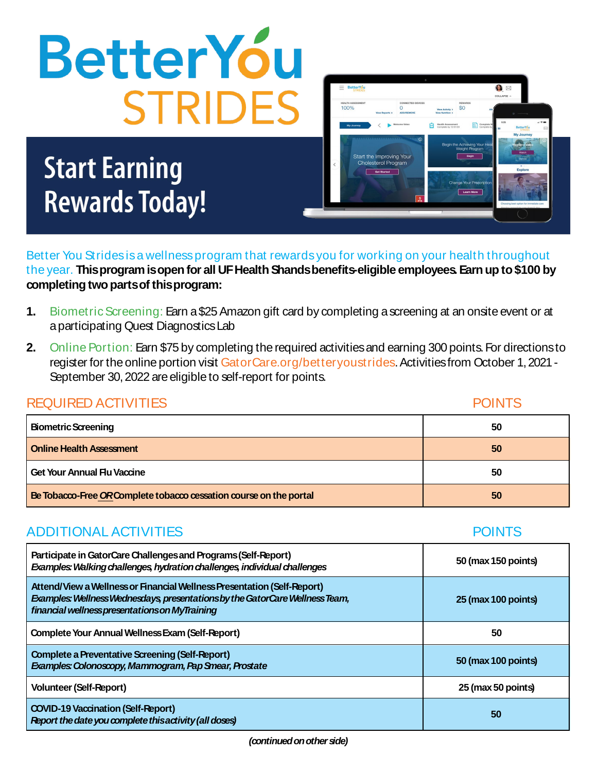# BetterYou STRIDES

## Start Earning Rewards Today!

Better You Strides is a wellness program that rewards you for working on your health throughout the year. **This program is open for all UF Health Shands benefits-eligible employees. Earn up to $100 by completing two parts of this program:**

1. Biometric Screening: Earn a $25 Amazon gift card by completing a screening at an onsite event or at a participating Quest Diagnostics Lab
2. Online Portion: Earn $75 by completing the required activities and earning 300 points. For directions to register for the online portion visit GatorCare.org/betteryoustrides. Activities from October 1, 2021 - September 30, 2022 are eligible to self-report for points.

| REQUIRED ACTIVITIES | POINTS |
|---|---|
| **Biometric Screening** | **50** |
| **Online Health Assessment** | **50** |
| **Get Your Annual Flu Vaccine** | **50** |
| **Be Tobacco-Free *OR* Complete tobacco cessation course on the portal** | **50** |

| ADDITIONAL ACTIVITIES | POINTS |
|---|---|
| **Participate in GatorCare Challenges and Programs (Self-Report)** *Examples: Walking challenges, hydration challenges, individual challenges* | **50 (max 150 points)** |
| **Attend/View a Wellness or Financial Wellness Presentation (Self-Report)** *Examples: Wellness Wednesdays, presentations by the GatorCare Wellness Team, financial wellness presentations on MyTraining* | **25 (max 100 points)** |
| **Complete Your Annual Wellness Exam (Self-Report)** | **50** |
| **Complete a Preventative Screening (Self-Report)** *Examples: Colonoscopy, Mammogram, Pap Smear, Prostate* | **50 (max 100 points)** |
| **Volunteer (Self-Report)** | **25 (max 50 points)** |
| **COVID-19 Vaccination (Self-Report)** *Report the date you complete this activity (all doses)* | **50** |

*(continued on other side)*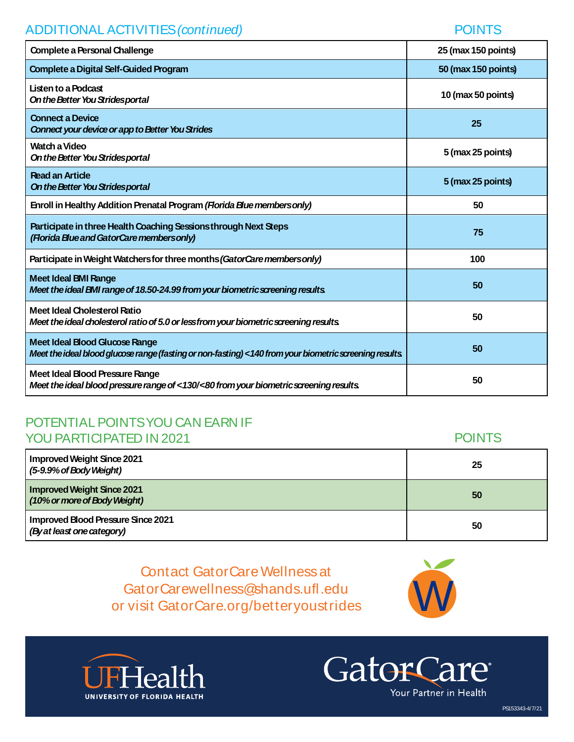## ADDITIONAL ACTIVITIES *(continued)*

| | POINTS |
|---|---|
| **Complete a Personal Challenge** | **25 (max 150 points)** |
| **Complete a Digital Self-Guided Program** | **50 (max 150 points)** |
| **Listen to a Podcast**<br>***On the Better You Strides portal*** | **10 (max 50 points)** |
| **Connect a Device**<br>***Connect your device or app to Better You Strides*** | **25** |
| **Watch a Video**<br>***On the Better You Strides portal*** | **5 (max 25 points)** |
| **Read an Article**<br>***On the Better You Strides portal*** | **5 (max 25 points)** |
| **Enroll in Healthy Addition Prenatal Program *(Florida Blue members only)*** | **50** |
| **Participate in three Health Coaching Sessions through Next Steps**<br>***(Florida Blue and GatorCare members only)*** | **75** |
| **Participate in Weight Watchers for three months *(GatorCare members only)*** | **100** |
| **Meet Ideal BMI Range**<br>***Meet the ideal BMI range of 18.50-24.99 from your biometric screening results.*** | **50** |
| **Meet Ideal Cholesterol Ratio**<br>***Meet the ideal cholesterol ratio of 5.0 or less from your biometric screening results.*** | **50** |
| **Meet Ideal Blood Glucose Range**<br>***Meet the ideal blood glucose range (fasting or non-fasting) <140 from your biometric screening results.*** | **50** |
| **Meet Ideal Blood Pressure Range**<br>***Meet the ideal blood pressure range of <130/<80 from your biometric screening results.*** | **50** |

## POTENTIAL POINTS YOU CAN EARN IF YOU PARTICIPATED IN 2021

| | POINTS |
|---|---|
| **Improved Weight Since 2021**<br>***(5-9.9% of Body Weight)*** | **25** |
| **Improved Weight Since 2021**<br>***(10% or more of Body Weight)*** | **50** |
| **Improved Blood Pressure Since 2021**<br>***(By at least one category)*** | **50** |

Contact GatorCare Wellness at
GatorCarewellness@shands.ufl.edu
or visit GatorCare.org/betteryoustrides

UF Health
UNIVERSITY OF FLORIDA HEALTH

GatorCare
Your Partner in Health

PS153343-4/7/21